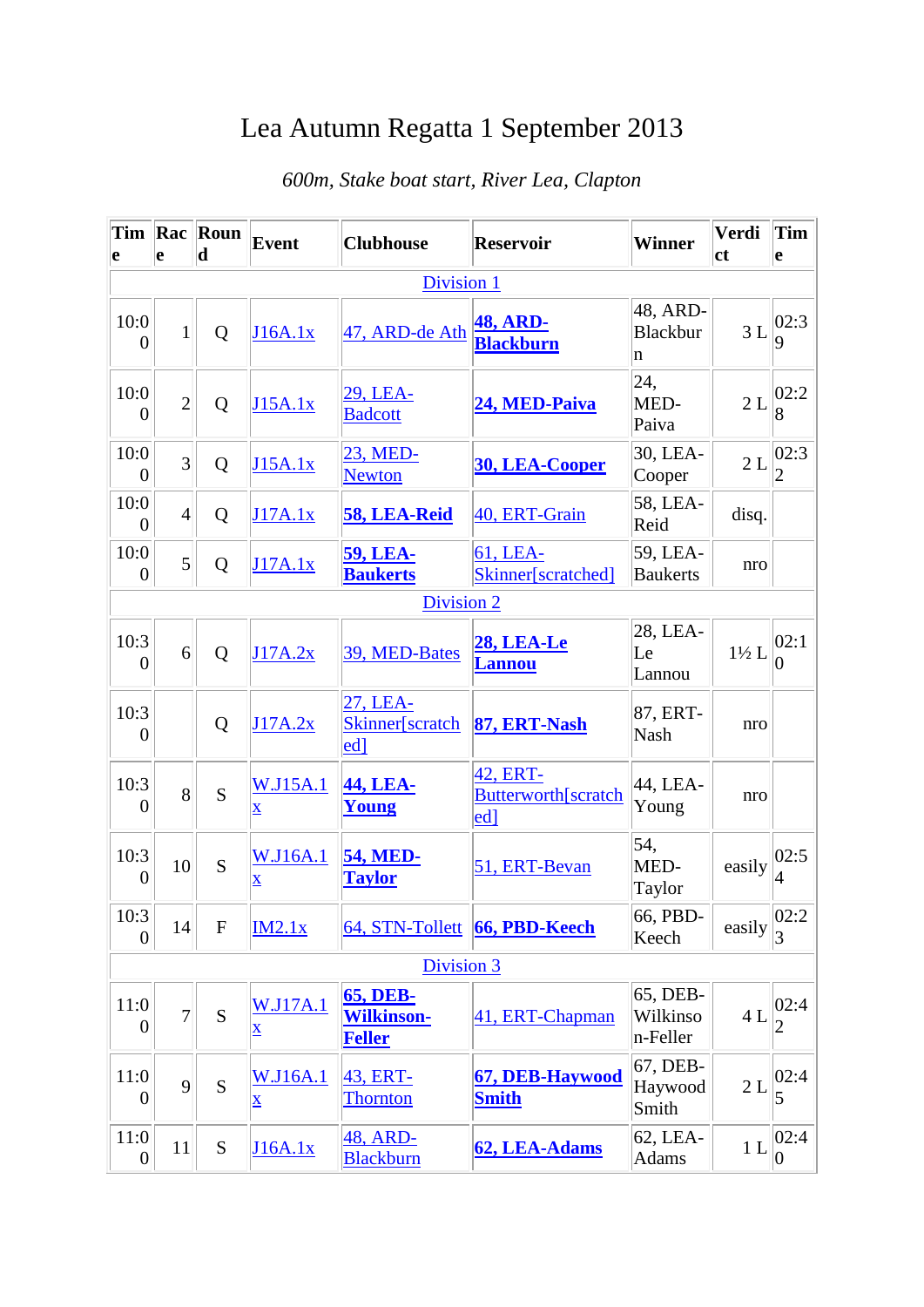# Lea Autumn Regatta 1 September 2013

*600m, Stake boat start, River Lea, Clapton*

| Time | Race | Round | Event | Clubhouse | Reservoir | Winner | Verdict | Time |
|---|---|---|---|---|---|---|---|---|
| Division 1 | | | | | | | | |
| 10:00 | 1 | Q | J16A.1x | 47, ARD-de Ath | **48, ARD-Blackburn** | 48, ARD-Blackburn | 3 L | 02:39 |
| 10:00 | 2 | Q | J15A.1x | 29, LEA-Badcott | **24, MED-Paiva** | 24, MED-Paiva | 2 L | 02:28 |
| 10:00 | 3 | Q | J15A.1x | 23, MED-Newton | **30, LEA-Cooper** | 30, LEA-Cooper | 2 L | 02:32 |
| 10:00 | 4 | Q | J17A.1x | **58, LEA-Reid** | 40, ERT-Grain | 58, LEA-Reid | disq. | |
| 10:00 | 5 | Q | J17A.1x | **59, LEA-Baukerts** | 61, LEA-Skinner[scratched] | 59, LEA-Baukerts | nro | |
| Division 2 | | | | | | | | |
| 10:30 | 6 | Q | J17A.2x | 39, MED-Bates | **28, LEA-Le Lannou** | 28, LEA-Le Lannou | 1½ L | 02:10 |
| 10:30 | | Q | J17A.2x | 27, LEA-Skinner[scratched] | **87, ERT-Nash** | 87, ERT-Nash | nro | |
| 10:30 | 8 | S | W.J15A.1x | **44, LEA-Young** | 42, ERT-Butterworth[scratched] | 44, LEA-Young | nro | |
| 10:30 | 10 | S | W.J16A.1x | **54, MED-Taylor** | 51, ERT-Bevan | 54, MED-Taylor | easily | 02:54 |
| 10:30 | 14 | F | IM2.1x | 64, STN-Tollett | **66, PBD-Keech** | 66, PBD-Keech | easily | 02:23 |
| Division 3 | | | | | | | | |
| 11:00 | 7 | S | W.J17A.1x | **65, DEB-Wilkinson-Feller** | 41, ERT-Chapman | 65, DEB-Wilkinson-Feller | 4 L | 02:42 |
| 11:00 | 9 | S | W.J16A.1x | 43, ERT-Thornton | **67, DEB-Haywood Smith** | 67, DEB-Haywood Smith | 2 L | 02:45 |
| 11:00 | 11 | S | J16A.1x | 48, ARD-Blackburn | **62, LEA-Adams** | 62, LEA-Adams | 1 L | 02:40 |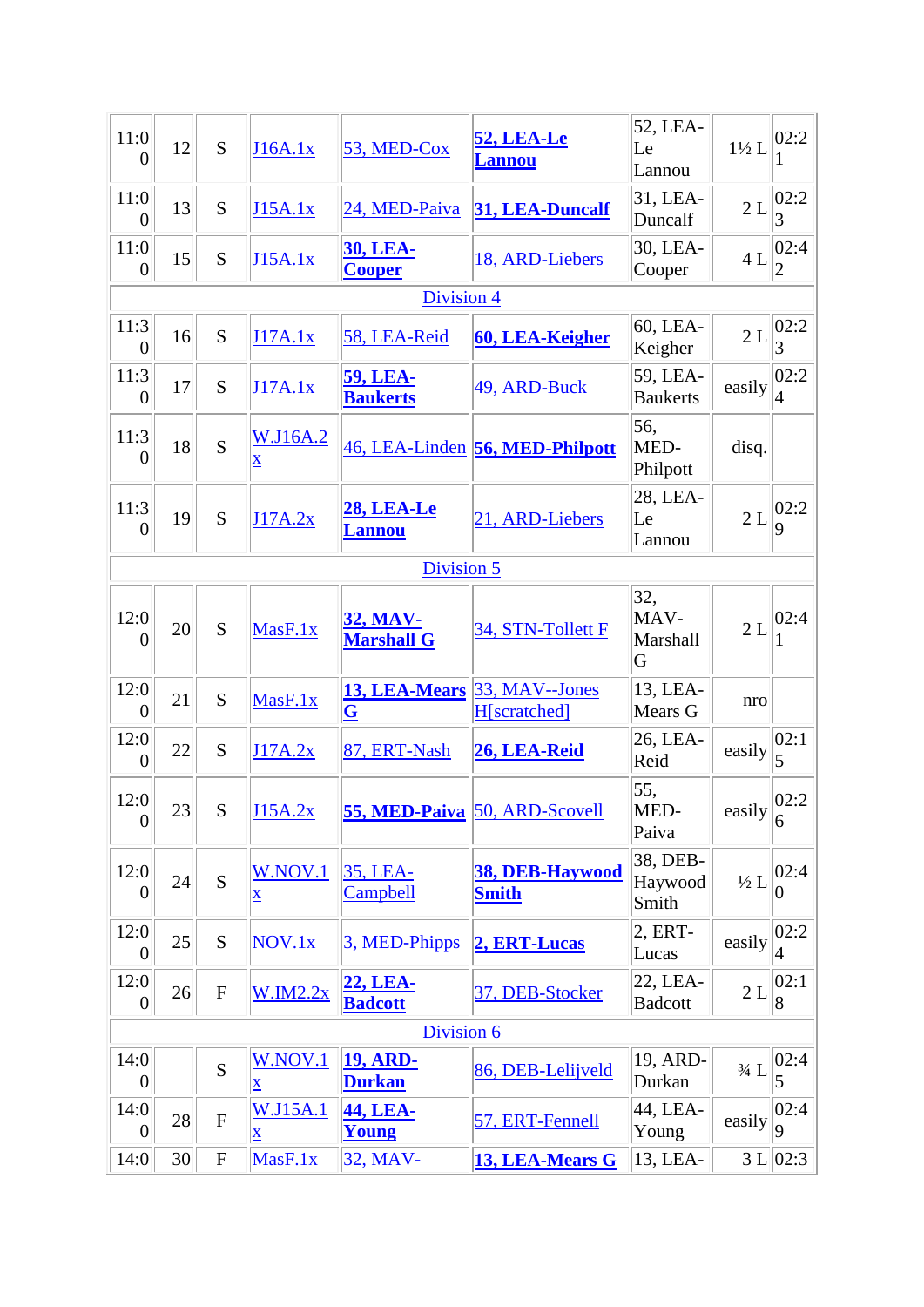| | | | | | | | | |
|---|---|---|---|---|---|---|---|---|
| 11:00 | 12 | S | J16A.1x | 53, MED-Cox | **52, LEA-Le Lannou** | 52, LEA-Le Lannou | 1½ L | 02:21 |
| 11:00 | 13 | S | J15A.1x | 24, MED-Paiva | **31, LEA-Duncalf** | 31, LEA-Duncalf | 2 L | 02:23 |
| 11:00 | 15 | S | J15A.1x | **30, LEA-Cooper** | 18, ARD-Liebers | 30, LEA-Cooper | 4 L | 02:42 |
| Division 4 | | | | | | | | |
| 11:30 | 16 | S | J17A.1x | 58, LEA-Reid | **60, LEA-Keigher** | 60, LEA-Keigher | 2 L | 02:23 |
| 11:30 | 17 | S | J17A.1x | **59, LEA-Baukerts** | 49, ARD-Buck | 59, LEA-Baukerts | easily | 02:24 |
| 11:30 | 18 | S | W.J16A.2x | 46, LEA-Linden | **56, MED-Philpott** | 56, MED-Philpott | disq. | |
| 11:30 | 19 | S | J17A.2x | **28, LEA-Le Lannou** | 21, ARD-Liebers | 28, LEA-Le Lannou | 2 L | 02:29 |
| Division 5 | | | | | | | | |
| 12:00 | 20 | S | MasF.1x | **32, MAV-Marshall G** | 34, STN-Tollett F | 32, MAV-Marshall G | 2 L | 02:41 |
| 12:00 | 21 | S | MasF.1x | **13, LEA-Mears G** | 33, MAV--Jones H[scratched] | 13, LEA-Mears G | nro | |
| 12:00 | 22 | S | J17A.2x | 87, ERT-Nash | **26, LEA-Reid** | 26, LEA-Reid | easily | 02:15 |
| 12:00 | 23 | S | J15A.2x | **55, MED-Paiva** | 50, ARD-Scovell | 55, MED-Paiva | easily | 02:26 |
| 12:00 | 24 | S | W.NOV.1x | 35, LEA-Campbell | **38, DEB-Haywood Smith** | 38, DEB-Haywood Smith | ½ L | 02:40 |
| 12:00 | 25 | S | NOV.1x | 3, MED-Phipps | **2, ERT-Lucas** | 2, ERT-Lucas | easily | 02:24 |
| 12:00 | 26 | F | W.IM2.2x | **22, LEA-Badcott** | 37, DEB-Stocker | 22, LEA-Badcott | 2 L | 02:18 |
| Division 6 | | | | | | | | |
| 14:00 | | S | W.NOV.1x | **19, ARD-Durkan** | 86, DEB-Lelijveld | 19, ARD-Durkan | ¾ L | 02:45 |
| 14:00 | 28 | F | W.J15A.1x | **44, LEA-Young** | 57, ERT-Fennell | 44, LEA-Young | easily | 02:49 |
| 14:0 | 30 | F | MasF.1x | 32, MAV- | **13, LEA-Mears G** | 13, LEA- | 3 L | 02:3 |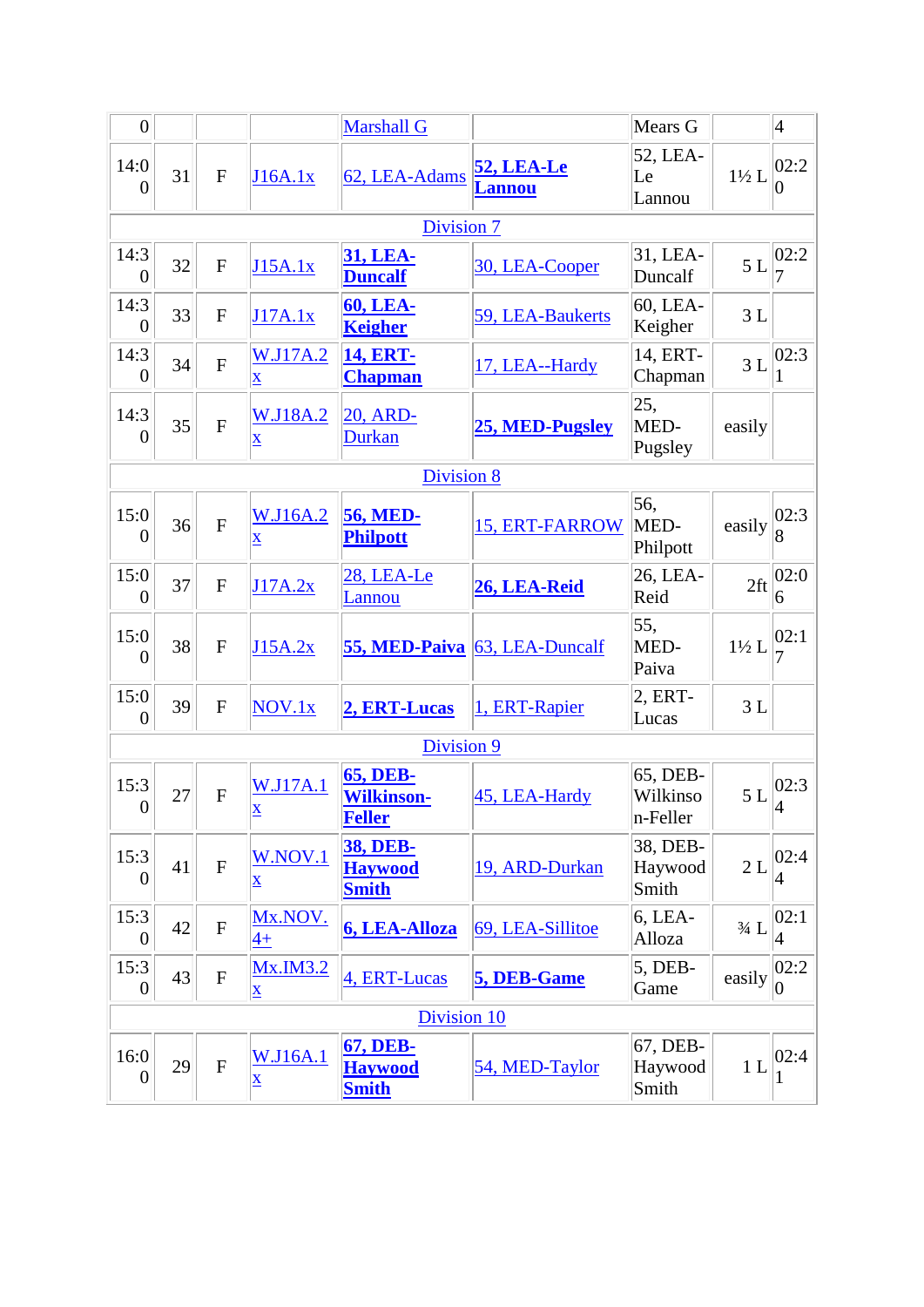| | | | | | | | | |
|---|---|---|---|---|---|---|---|---|
| 0 | | | | Marshall G | | Mears G | | 4 |
| 14:00 | 31 | F | J16A.1x | 62, LEA-Adams | **52, LEA-Le Lannou** | 52, LEA-Le Lannou | 1½ L | 02:20 |
| Division 7 | | | | | | | | |
| 14:30 | 32 | F | J15A.1x | **31, LEA-Duncalf** | 30, LEA-Cooper | 31, LEA-Duncalf | 5 L | 02:27 |
| 14:30 | 33 | F | J17A.1x | **60, LEA-Keigher** | 59, LEA-Baukerts | 60, LEA-Keigher | 3 L | |
| 14:30 | 34 | F | W.J17A.2x | **14, ERT-Chapman** | 17, LEA--Hardy | 14, ERT-Chapman | 3 L | 02:31 |
| 14:30 | 35 | F | W.J18A.2x | 20, ARD-Durkan | **25, MED-Pugsley** | 25, MED-Pugsley | easily | |
| Division 8 | | | | | | | | |
| 15:00 | 36 | F | W.J16A.2x | **56, MED-Philpott** | 15, ERT-FARROW | 56, MED-Philpott | easily | 02:38 |
| 15:00 | 37 | F | J17A.2x | 28, LEA-Le Lannou | **26, LEA-Reid** | 26, LEA-Reid | 2ft | 02:06 |
| 15:00 | 38 | F | J15A.2x | **55, MED-Paiva** | 63, LEA-Duncalf | 55, MED-Paiva | 1½ L | 02:17 |
| 15:00 | 39 | F | NOV.1x | **2, ERT-Lucas** | 1, ERT-Rapier | 2, ERT-Lucas | 3 L | |
| Division 9 | | | | | | | | |
| 15:30 | 27 | F | W.J17A.1x | **65, DEB-Wilkinson-Feller** | 45, LEA-Hardy | 65, DEB-Wilkinson-Feller | 5 L | 02:34 |
| 15:30 | 41 | F | W.NOV.1x | **38, DEB-Haywood Smith** | 19, ARD-Durkan | 38, DEB-Haywood Smith | 2 L | 02:44 |
| 15:30 | 42 | F | Mx.NOV.4+ | **6, LEA-Alloza** | 69, LEA-Sillitoe | 6, LEA-Alloza | ¾ L | 02:14 |
| 15:30 | 43 | F | Mx.IM3.2x | 4, ERT-Lucas | **5, DEB-Game** | 5, DEB-Game | easily | 02:20 |
| Division 10 | | | | | | | | |
| 16:00 | 29 | F | W.J16A.1x | **67, DEB-Haywood Smith** | 54, MED-Taylor | 67, DEB-Haywood Smith | 1 L | 02:41 |